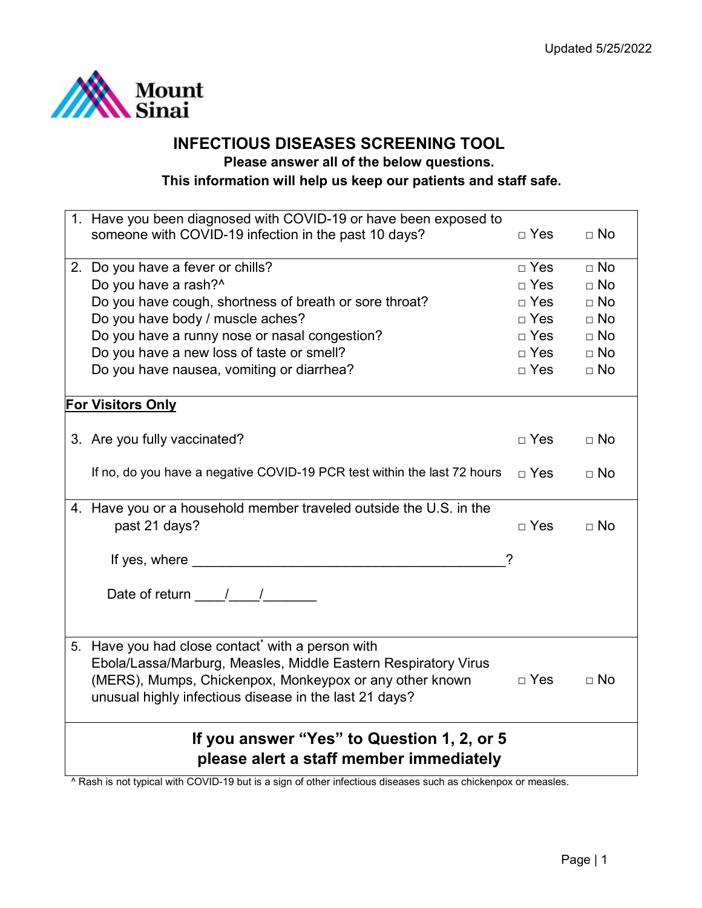Updated 5/25/2022

# INFECTIOUS DISEASES SCREENING TOOL

**Please answer all of the below questions.**

**This information will help us keep our patients and staff safe.**

| Question | | |
|---|---|---|
| 1. Have you been diagnosed with COVID-19 or have been exposed to someone with COVID-19 infection in the past 10 days? | □ Yes | □ No |
| 2. Do you have a fever or chills? | □ Yes | □ No |
| Do you have a rash?^ | □ Yes | □ No |
| Do you have cough, shortness of breath or sore throat? | □ Yes | □ No |
| Do you have body / muscle aches? | □ Yes | □ No |
| Do you have a runny nose or nasal congestion? | □ Yes | □ No |
| Do you have a new loss of taste or smell? | □ Yes | □ No |
| Do you have nausea, vomiting or diarrhea? | □ Yes | □ No |
| **<u>For Visitors Only</u>** | | |
| 3. Are you fully vaccinated? | □ Yes | □ No |
| If no, do you have a negative COVID-19 PCR test within the last 72 hours | □ Yes | □ No |
| 4. Have you or a household member traveled outside the U.S. in the past 21 days? | □ Yes | □ No |
| If yes, where ________________________________________? | | |
| Date of return ____/____/_______ | | |
| 5. Have you had close contact* with a person with Ebola/Lassa/Marburg, Measles, Middle Eastern Respiratory Virus (MERS), Mumps, Chickenpox, Monkeypox or any other known unusual highly infectious disease in the last 21 days? | □ Yes | □ No |

**If you answer "Yes" to Question 1, 2, or 5 please alert a staff member immediately**

^ Rash is not typical with COVID-19 but is a sign of other infectious diseases such as chickenpox or measles.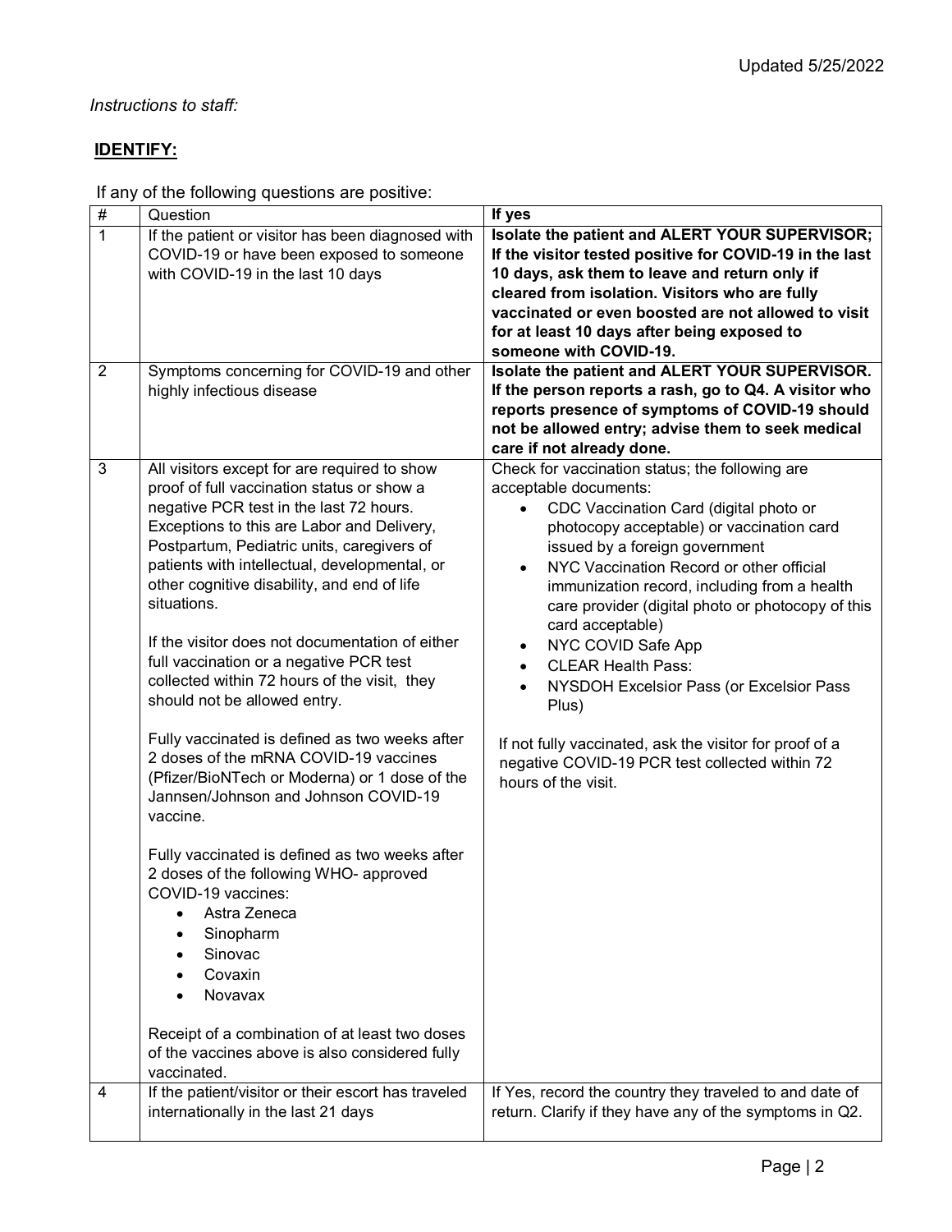*Instructions to staff:*

## IDENTIFY:

If any of the following questions are positive:

| # | Question | If yes |
|---|---|---|
| 1 | If the patient or visitor has been diagnosed with COVID-19 or have been exposed to someone with COVID-19 in the last 10 days | **Isolate the patient and ALERT YOUR SUPERVISOR; If the visitor tested positive for COVID-19 in the last 10 days, ask them to leave and return only if cleared from isolation. Visitors who are fully vaccinated or even boosted are not allowed to visit for at least 10 days after being exposed to someone with COVID-19.** |
| 2 | Symptoms concerning for COVID-19 and other highly infectious disease | **Isolate the patient and ALERT YOUR SUPERVISOR. If the person reports a rash, go to Q4. A visitor who reports presence of symptoms of COVID-19 should not be allowed entry; advise them to seek medical care if not already done.** |
| 3 | All visitors except for are required to show proof of full vaccination status or show a negative PCR test in the last 72 hours. Exceptions to this are Labor and Delivery, Postpartum, Pediatric units, caregivers of patients with intellectual, developmental, or other cognitive disability, and end of life situations.<br><br>If the visitor does not documentation of either full vaccination or a negative PCR test collected within 72 hours of the visit, they should not be allowed entry.<br><br>Fully vaccinated is defined as two weeks after 2 doses of the mRNA COVID-19 vaccines (Pfizer/BioNTech or Moderna) or 1 dose of the Jannsen/Johnson and Johnson COVID-19 vaccine.<br><br>Fully vaccinated is defined as two weeks after 2 doses of the following WHO- approved COVID-19 vaccines:<br>• Astra Zeneca<br>• Sinopharm<br>• Sinovac<br>• Covaxin<br>• Novavax<br><br>Receipt of a combination of at least two doses of the vaccines above is also considered fully vaccinated. | Check for vaccination status; the following are acceptable documents:<br>• CDC Vaccination Card (digital photo or photocopy acceptable) or vaccination card issued by a foreign government<br>• NYC Vaccination Record or other official immunization record, including from a health care provider (digital photo or photocopy of this card acceptable)<br>• NYC COVID Safe App<br>• CLEAR Health Pass:<br>• NYSDOH Excelsior Pass (or Excelsior Pass Plus)<br><br>If not fully vaccinated, ask the visitor for proof of a negative COVID-19 PCR test collected within 72 hours of the visit. |
| 4 | If the patient/visitor or their escort has traveled internationally in the last 21 days | If Yes, record the country they traveled to and date of return. Clarify if they have any of the symptoms in Q2. |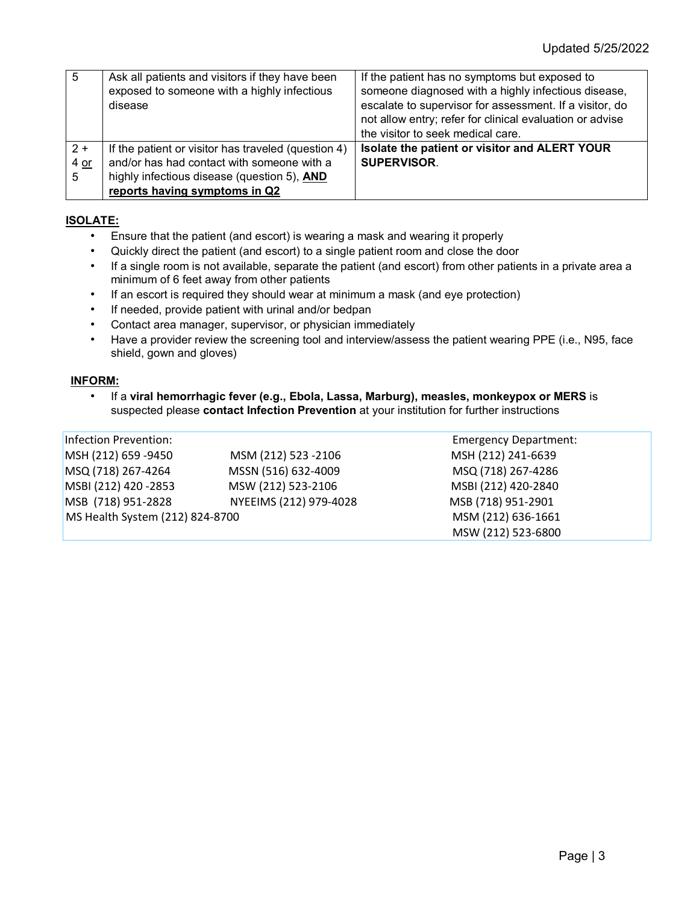| | | |
|---|---|---|
| 5 | Ask all patients and visitors if they have been exposed to someone with a highly infectious disease | If the patient has no symptoms but exposed to someone diagnosed with a highly infectious disease, escalate to supervisor for assessment. If a visitor, do not allow entry; refer for clinical evaluation or advise the visitor to seek medical care. |
| 2 + 4 or 5 | If the patient or visitor has traveled (question 4) and/or has had contact with someone with a highly infectious disease (question 5), **AND reports having symptoms in Q2** | **Isolate the patient or visitor and ALERT YOUR SUPERVISOR**. |

**ISOLATE:**

- Ensure that the patient (and escort) is wearing a mask and wearing it properly
- Quickly direct the patient (and escort) to a single patient room and close the door
- If a single room is not available, separate the patient (and escort) from other patients in a private area a minimum of 6 feet away from other patients
- If an escort is required they should wear at minimum a mask (and eye protection)
- If needed, provide patient with urinal and/or bedpan
- Contact area manager, supervisor, or physician immediately
- Have a provider review the screening tool and interview/assess the patient wearing PPE (i.e., N95, face shield, gown and gloves)

**INFORM:**

- If a **viral hemorrhagic fever (e.g., Ebola, Lassa, Marburg), measles, monkeypox or MERS** is suspected please **contact Infection Prevention** at your institution for further instructions

| Infection Prevention: | | Emergency Department: |
|---|---|---|
| MSH (212) 659 -9450 | MSM (212) 523 -2106 | MSH (212) 241-6639 |
| MSQ (718) 267-4264 | MSSN (516) 632-4009 | MSQ (718) 267-4286 |
| MSBI (212) 420 -2853 | MSW (212) 523-2106 | MSBI (212) 420-2840 |
| MSB (718) 951-2828 | NYEEIMS (212) 979-4028 | MSB (718) 951-2901 |
| MS Health System (212) 824-8700 | | MSM (212) 636-1661 |
| | | MSW (212) 523-6800 |